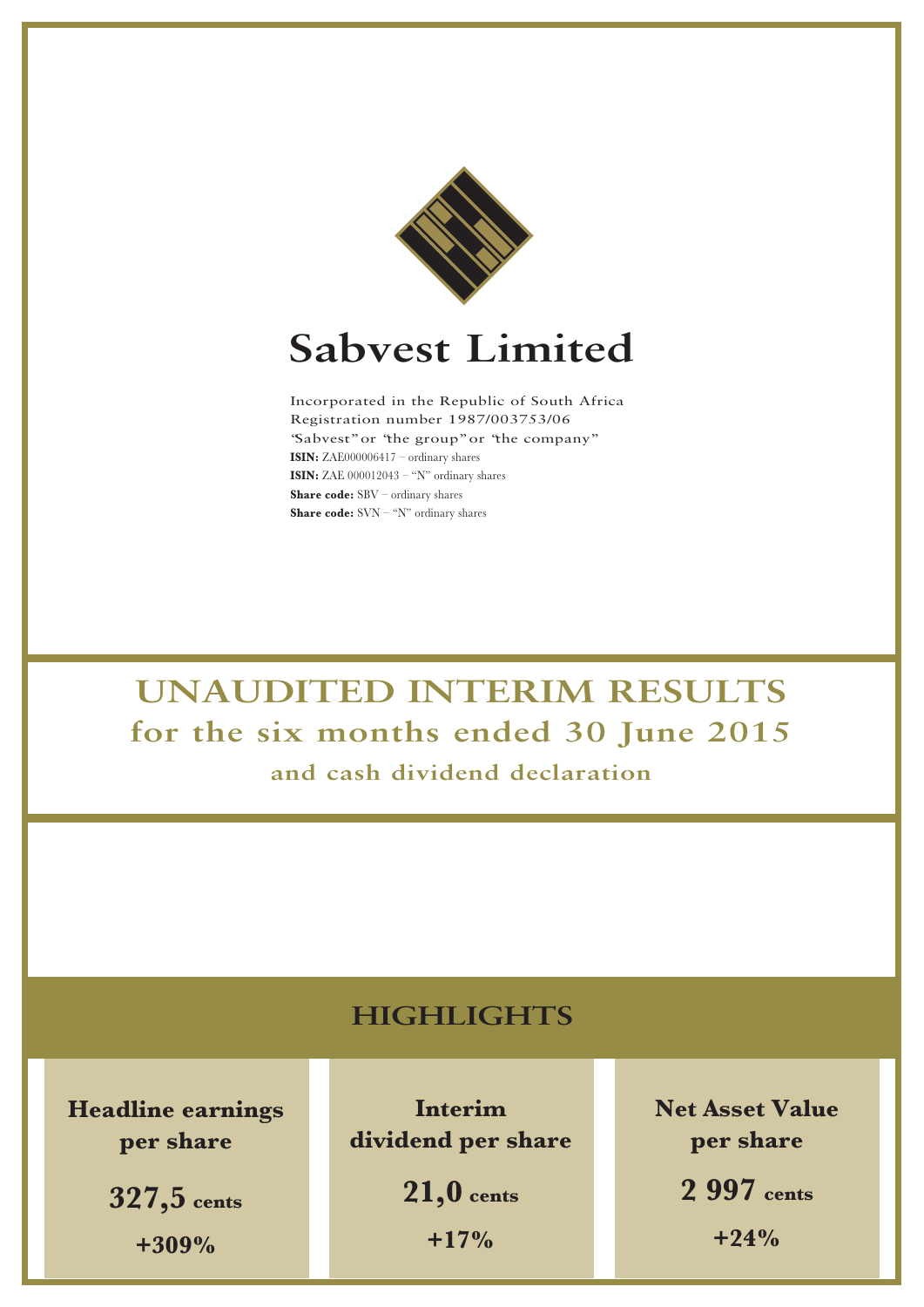# Sabvest Limited

Incorporated in the Republic of South Africa
Registration number 1987/003753/06
"Sabvest" or "the group" or "the company"
**ISIN:** ZAE000006417 – ordinary shares
**ISIN:** ZAE 000012043 – "N" ordinary shares
**Share code:** SBV – ordinary shares
**Share code:** SVN – "N" ordinary shares

# UNAUDITED INTERIM RESULTS

## for the six months ended 30 June 2015

### and cash dividend declaration

## HIGHLIGHTS

| Headline earnings per share | Interim dividend per share | Net Asset Value per share |
|---|---|---|
| **327,5 cents** | **21,0 cents** | **2 997 cents** |
| **+309%** | **+17%** | **+24%** |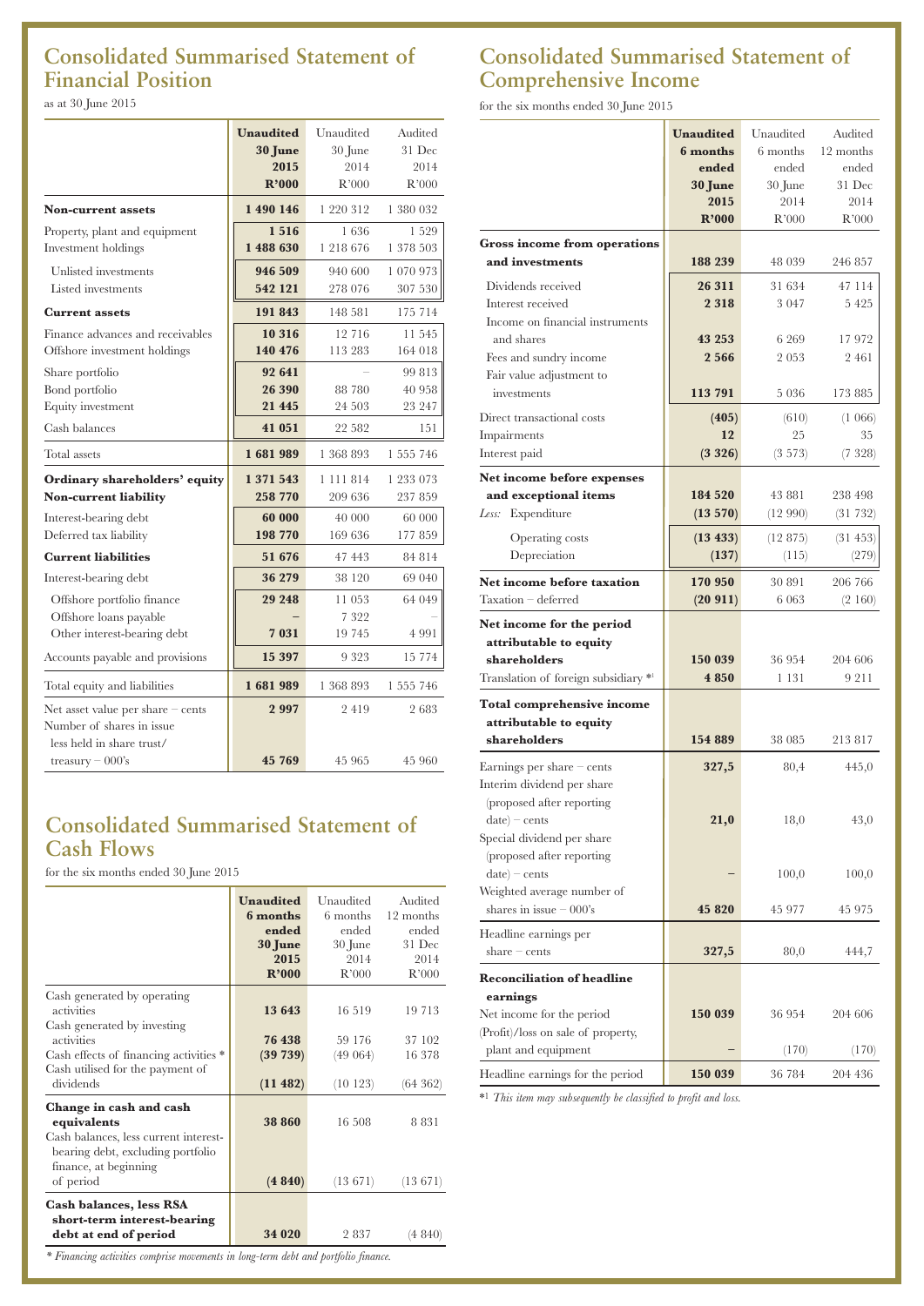## Consolidated Summarised Statement of Financial Position

as at 30 June 2015

| | **Unaudited 30 June 2015 R'000** | Unaudited 30 June 2014 R'000 | Audited 31 Dec 2014 R'000 |
|---|---|---|---|
| **Non-current assets** | **1 490 146** | 1 220 312 | 1 380 032 |
| Property, plant and equipment | **1 516** | 1 636 | 1 529 |
| Investment holdings | **1 488 630** | 1 218 676 | 1 378 503 |
| Unlisted investments | **946 509** | 940 600 | 1 070 973 |
| Listed investments | **542 121** | 278 076 | 307 530 |
| **Current assets** | **191 843** | 148 581 | 175 714 |
| Finance advances and receivables | **10 316** | 12 716 | 11 545 |
| Offshore investment holdings | **140 476** | 113 283 | 164 018 |
| Share portfolio | **92 641** | – | 99 813 |
| Bond portfolio | **26 390** | 88 780 | 40 958 |
| Equity investment | **21 445** | 24 503 | 23 247 |
| Cash balances | **41 051** | 22 582 | 151 |
| Total assets | **1 681 989** | 1 368 893 | 1 555 746 |
| **Ordinary shareholders' equity** | **1 371 543** | 1 111 814 | 1 233 073 |
| **Non-current liability** | **258 770** | 209 636 | 237 859 |
| Interest-bearing debt | **60 000** | 40 000 | 60 000 |
| Deferred tax liability | **198 770** | 169 636 | 177 859 |
| **Current liabilities** | **51 676** | 47 443 | 84 814 |
| Interest-bearing debt | **36 279** | 38 120 | 69 040 |
| Offshore portfolio finance | **29 248** | 11 053 | 64 049 |
| Offshore loans payable | **–** | 7 322 | – |
| Other interest-bearing debt | **7 031** | 19 745 | 4 991 |
| Accounts payable and provisions | **15 397** | 9 323 | 15 774 |
| Total equity and liabilities | **1 681 989** | 1 368 893 | 1 555 746 |
| Net asset value per share – cents | **2 997** | 2 419 | 2 683 |
| Number of shares in issue less held in share trust/ treasury – 000's | **45 769** | 45 965 | 45 960 |

## Consolidated Summarised Statement of Cash Flows

for the six months ended 30 June 2015

| | **Unaudited 6 months ended 30 June 2015 R'000** | Unaudited 6 months ended 30 June 2014 R'000 | Audited 12 months ended 31 Dec 2014 R'000 |
|---|---|---|---|
| Cash generated by operating activities | **13 643** | 16 519 | 19 713 |
| Cash generated by investing activities | **76 438** | 59 176 | 37 102 |
| Cash effects of financing activities * | **(39 739)** | (49 064) | 16 378 |
| Cash utilised for the payment of dividends | **(11 482)** | (10 123) | (64 362) |
| **Change in cash and cash equivalents** | **38 860** | 16 508 | 8 831 |
| Cash balances, less current interest-bearing debt, excluding portfolio finance, at beginning of period | **(4 840)** | (13 671) | (13 671) |
| **Cash balances, less RSA short-term interest-bearing debt at end of period** | **34 020** | 2 837 | (4 840) |

*\* Financing activities comprise movements in long-term debt and portfolio finance.*

## Consolidated Summarised Statement of Comprehensive Income

for the six months ended 30 June 2015

| | **Unaudited 6 months ended 30 June 2015 R'000** | Unaudited 6 months ended 30 June 2014 R'000 | Audited 12 months ended 31 Dec 2014 R'000 |
|---|---|---|---|
| **Gross income from operations and investments** | **188 239** | 48 039 | 246 857 |
| Dividends received | **26 311** | 31 634 | 47 114 |
| Interest received | **2 318** | 3 047 | 5 425 |
| Income on financial instruments and shares | **43 253** | 6 269 | 17 972 |
| Fees and sundry income | **2 566** | 2 053 | 2 461 |
| Fair value adjustment to investments | **113 791** | 5 036 | 173 885 |
| Direct transactional costs | **(405)** | (610) | (1 066) |
| Impairments | **12** | 25 | 35 |
| Interest paid | **(3 326)** | (3 573) | (7 328) |
| **Net income before expenses and exceptional items** | **184 520** | 43 881 | 238 498 |
| *Less:* Expenditure | **(13 570)** | (12 990) | (31 732) |
| Operating costs | **(13 433)** | (12 875) | (31 453) |
| Depreciation | **(137)** | (115) | (279) |
| **Net income before taxation** | **170 950** | 30 891 | 206 766 |
| Taxation – deferred | **(20 911)** | 6 063 | (2 160) |
| **Net income for the period attributable to equity shareholders** | **150 039** | 36 954 | 204 606 |
| Translation of foreign subsidiary *[1] | **4 850** | 1 131 | 9 211 |
| **Total comprehensive income attributable to equity shareholders** | **154 889** | 38 085 | 213 817 |
| Earnings per share – cents | **327,5** | 80,4 | 445,0 |
| Interim dividend per share (proposed after reporting date) – cents | **21,0** | 18,0 | 43,0 |
| Special dividend per share (proposed after reporting date) – cents | **–** | 100,0 | 100,0 |
| Weighted average number of shares in issue – 000's | **45 820** | 45 977 | 45 975 |
| Headline earnings per share – cents | **327,5** | 80,0 | 444,7 |
| **Reconciliation of headline earnings** | | | |
| Net income for the period | **150 039** | 36 954 | 204 606 |
| (Profit)/loss on sale of property, plant and equipment | **–** | (170) | (170) |
| Headline earnings for the period | **150 039** | 36 784 | 204 436 |

*[1] *This item may subsequently be classified to profit and loss.*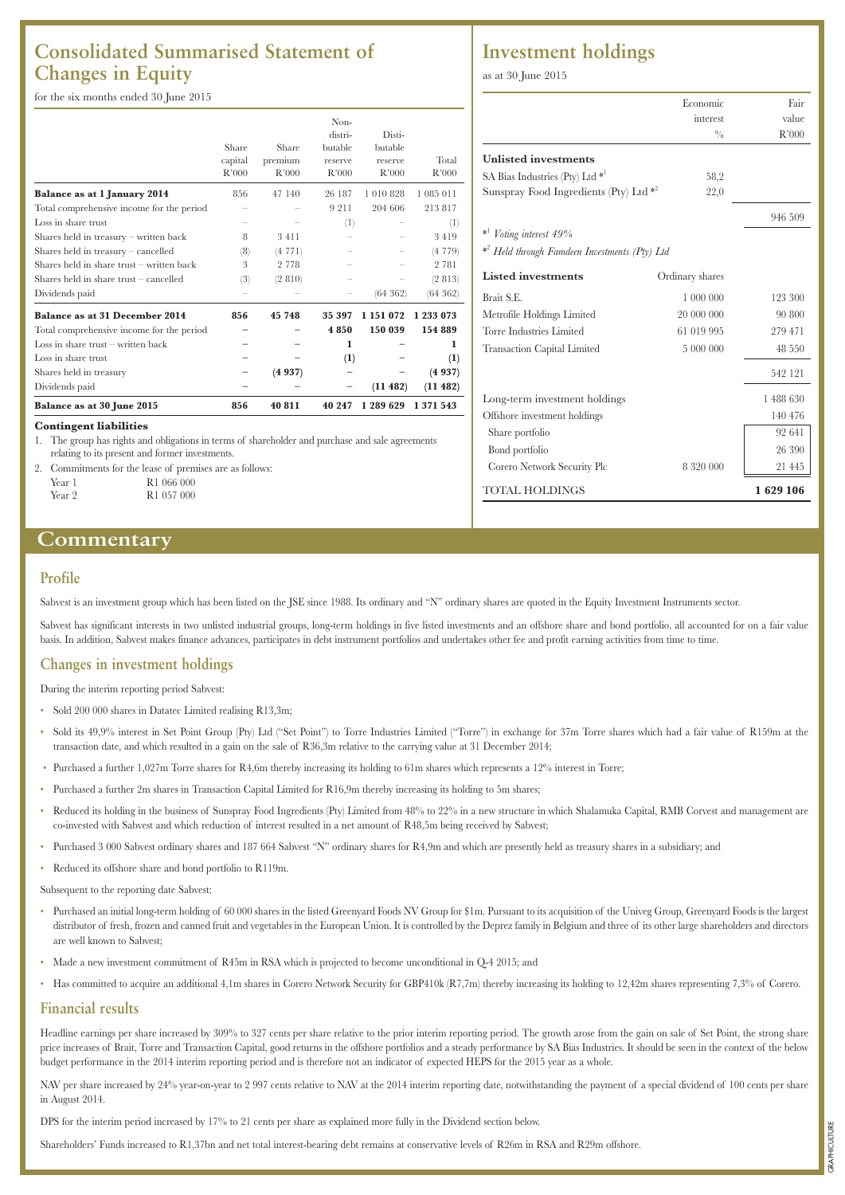# Consolidated Summarised Statement of Changes in Equity

for the six months ended 30 June 2015

| | Share capital R'000 | Share premium R'000 | Non-distributable reserve R'000 | Distributable reserve R'000 | Total R'000 |
|---|---|---|---|---|---|
| **Balance as at 1 January 2014** | 856 | 47 140 | 26 187 | 1 010 828 | 1 085 011 |
| Total comprehensive income for the period | – | – | 9 211 | 204 606 | 213 817 |
| Loss in share trust | – | – | (1) | – | (1) |
| Shares held in treasury – written back | 8 | 3 411 | – | – | 3 419 |
| Shares held in treasury – cancelled | (8) | (4 771) | – | – | (4 779) |
| Shares held in share trust – written back | 3 | 2 778 | – | – | 2 781 |
| Shares held in share trust – cancelled | (3) | (2 810) | – | – | (2 813) |
| Dividends paid | – | – | – | (64 362) | (64 362) |
| **Balance as at 31 December 2014** | **856** | **45 748** | **35 397** | **1 151 072** | **1 233 073** |
| Total comprehensive income for the period | – | – | **4 850** | **150 039** | **154 889** |
| Loss in share trust – written back | – | – | **1** | – | **1** |
| Loss in share trust | – | – | **(1)** | – | **(1)** |
| Shares held in treasury | – | **(4 937)** | – | – | **(4 937)** |
| Dividends paid | – | – | – | **(11 482)** | **(11 482)** |
| **Balance as at 30 June 2015** | **856** | **40 811** | **40 247** | **1 289 629** | **1 371 543** |

**Contingent liabilities**

1. The group has rights and obligations in terms of shareholder and purchase and sale agreements relating to its present and former investments.
2. Commitments for the lease of premises are as follows:

| | |
|---|---|
| Year 1 | R1 066 000 |
| Year 2 | R1 057 000 |

# Investment holdings

as at 30 June 2015

| | Economic interest % | Fair value R'000 |
|---|---|---|
| **Unlisted investments** | | |
| SA Bias Industries (Pty) Ltd *[1] | 58,2 | |
| Sunspray Food Ingredients (Pty) Ltd *[2] | 22,0 | |
| | | 946 509 |

*[1] *Voting interest 49%*

*[2] *Held through Famdeen Investments (Pty) Ltd*

| **Listed investments** | Ordinary shares | |
|---|---|---|
| Brait S.E. | 1 000 000 | 123 300 |
| Metrofile Holdings Limited | 20 000 000 | 90 800 |
| Torre Industries Limited | 61 019 995 | 279 471 |
| Transaction Capital Limited | 5 000 000 | 48 550 |
| | | 542 121 |
| Long-term investment holdings | | 1 488 630 |
| Offshore investment holdings | | 140 476 |
| Share portfolio | | 92 641 |
| Bond portfolio | | 26 390 |
| Corero Network Security Plc | 8 320 000 | 21 445 |
| TOTAL HOLDINGS | | **1 629 106** |

# Commentary

## Profile

Sabvest is an investment group which has been listed on the JSE since 1988. Its ordinary and "N" ordinary shares are quoted in the Equity Investment Instruments sector.

Sabvest has significant interests in two unlisted industrial groups, long-term holdings in five listed investments and an offshore share and bond portfolio, all accounted for on a fair value basis. In addition, Sabvest makes finance advances, participates in debt instrument portfolios and undertakes other fee and profit earning activities from time to time.

## Changes in investment holdings

During the interim reporting period Sabvest:

- Sold 200 000 shares in Datatec Limited realising R13,3m;
- Sold its 49,9% interest in Set Point Group (Pty) Ltd ("Set Point") to Torre Industries Limited ("Torre") in exchange for 37m Torre shares which had a fair value of R159m at the transaction date, and which resulted in a gain on the sale of R36,3m relative to the carrying value at 31 December 2014;
- Purchased a further 1,027m Torre shares for R4,6m thereby increasing its holding to 61m shares which represents a 12% interest in Torre;
- Purchased a further 2m shares in Transaction Capital Limited for R16,9m thereby increasing its holding to 5m shares;
- Reduced its holding in the business of Sunspray Food Ingredients (Pty) Limited from 48% to 22% in a new structure in which Shalamuka Capital, RMB Corvest and management are co-invested with Sabvest and which reduction of interest resulted in a net amount of R48,5m being received by Sabvest;
- Purchased 3 000 Sabvest ordinary shares and 187 664 Sabvest "N" ordinary shares for R4,9m and which are presently held as treasury shares in a subsidiary; and
- Reduced its offshore share and bond portfolio to R119m.

Subsequent to the reporting date Sabvest:

- Purchased an initial long-term holding of 60 000 shares in the listed Greenyard Foods NV Group for $1m. Pursuant to its acquisition of the Univeg Group, Greenyard Foods is the largest distributor of fresh, frozen and canned fruit and vegetables in the European Union. It is controlled by the Deprez family in Belgium and three of its other large shareholders and directors are well known to Sabvest;
- Made a new investment commitment of R45m in RSA which is projected to become unconditional in Q-4 2015; and
- Has committed to acquire an additional 4,1m shares in Corero Network Security for GBP410k (R7,7m) thereby increasing its holding to 12,42m shares representing 7,3% of Corero.

## Financial results

Headline earnings per share increased by 309% to 327 cents per share relative to the prior interim reporting period. The growth arose from the gain on sale of Set Point, the strong share price increases of Brait, Torre and Transaction Capital, good returns in the offshore portfolios and a steady performance by SA Bias Industries. It should be seen in the context of the below budget performance in the 2014 interim reporting period and is therefore not an indicator of expected HEPS for the 2015 year as a whole.

NAV per share increased by 24% year-on-year to 2 997 cents relative to NAV at the 2014 interim reporting date, notwithstanding the payment of a special dividend of 100 cents per share in August 2014.

DPS for the interim period increased by 17% to 21 cents per share as explained more fully in the Dividend section below.

Shareholders' Funds increased to R1,37bn and net total interest-bearing debt remains at conservative levels of R26m in RSA and R29m offshore.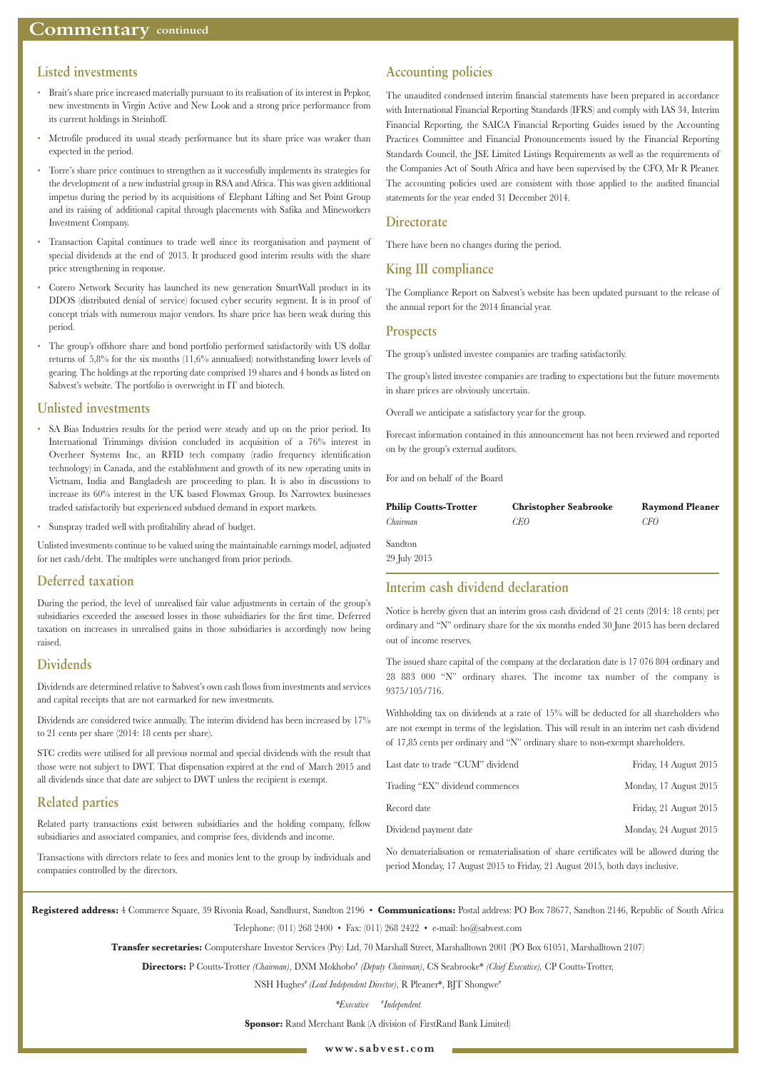# Commentary continued

## Listed investments

- Brait's share price increased materially pursuant to its realisation of its interest in Pepkor, new investments in Virgin Active and New Look and a strong price performance from its current holdings in Steinhoff.
- Metrofile produced its usual steady performance but its share price was weaker than expected in the period.
- Torre's share price continues to strengthen as it successfully implements its strategies for the development of a new industrial group in RSA and Africa. This was given additional impetus during the period by its acquisitions of Elephant Lifting and Set Point Group and its raising of additional capital through placements with Safika and Mineworkers Investment Company.
- Transaction Capital continues to trade well since its reorganisation and payment of special dividends at the end of 2013. It produced good interim results with the share price strengthening in response.
- Corero Network Security has launched its new generation SmartWall product in its DDOS (distributed denial of service) focused cyber security segment. It is in proof of concept trials with numerous major vendors. Its share price has been weak during this period.
- The group's offshore share and bond portfolio performed satisfactorily with US dollar returns of 5,8% for the six months (11,6% annualised) notwithstanding lower levels of gearing. The holdings at the reporting date comprised 19 shares and 4 bonds as listed on Sabvest's website. The portfolio is overweight in IT and biotech.

## Unlisted investments

- SA Bias Industries results for the period were steady and up on the prior period. Its International Trimmings division concluded its acquisition of a 76% interest in Overheer Systems Inc, an RFID tech company (radio frequency identification technology) in Canada, and the establishment and growth of its new operating units in Vietnam, India and Bangladesh are proceeding to plan. It is also in discussions to increase its 60% interest in the UK based Flowmax Group. Its Narrowtex businesses traded satisfactorily but experienced subdued demand in export markets.
- Sunspray traded well with profitability ahead of budget.

Unlisted investments continue to be valued using the maintainable earnings model, adjusted for net cash/debt. The multiples were unchanged from prior periods.

## Deferred taxation

During the period, the level of unrealised fair value adjustments in certain of the group's subsidiaries exceeded the assessed losses in those subsidiaries for the first time. Deferred taxation on increases in unrealised gains in those subsidiaries is accordingly now being raised.

## Dividends

Dividends are determined relative to Sabvest's own cash flows from investments and services and capital receipts that are not earmarked for new investments.

Dividends are considered twice annually. The interim dividend has been increased by 17% to 21 cents per share (2014: 18 cents per share).

STC credits were utilised for all previous normal and special dividends with the result that those were not subject to DWT. That dispensation expired at the end of March 2015 and all dividends since that date are subject to DWT unless the recipient is exempt.

## Related parties

Related party transactions exist between subsidiaries and the holding company, fellow subsidiaries and associated companies, and comprise fees, dividends and income.

Transactions with directors relate to fees and monies lent to the group by individuals and companies controlled by the directors.

## Accounting policies

The unaudited condensed interim financial statements have been prepared in accordance with International Financial Reporting Standards (IFRS) and comply with IAS 34, Interim Financial Reporting, the SAICA Financial Reporting Guides issued by the Accounting Practices Committee and Financial Pronouncements issued by the Financial Reporting Standards Council, the JSE Limited Listings Requirements as well as the requirements of the Companies Act of South Africa and have been supervised by the CFO, Mr R Pleaner. The accounting policies used are consistent with those applied to the audited financial statements for the year ended 31 December 2014.

## Directorate

There have been no changes during the period.

## King III compliance

The Compliance Report on Sabvest's website has been updated pursuant to the release of the annual report for the 2014 financial year.

## Prospects

The group's unlisted investee companies are trading satisfactorily.

The group's listed investee companies are trading to expectations but the future movements in share prices are obviously uncertain.

Overall we anticipate a satisfactory year for the group.

Forecast information contained in this announcement has not been reviewed and reported on by the group's external auditors.

For and on behalf of the Board

| **Philip Coutts-Trotter** | **Christopher Seabrooke** | **Raymond Pleaner** |
|---|---|---|
| *Chairman* | *CEO* | *CFO* |

Sandton
29 July 2015

## Interim cash dividend declaration

Notice is hereby given that an interim gross cash dividend of 21 cents (2014: 18 cents) per ordinary and "N" ordinary share for the six months ended 30 June 2015 has been declared out of income reserves.

The issued share capital of the company at the declaration date is 17 076 804 ordinary and 28 883 000 "N" ordinary shares. The income tax number of the company is 9375/105/716.

Withholding tax on dividends at a rate of 15% will be deducted for all shareholders who are not exempt in terms of the legislation. This will result in an interim net cash dividend of 17,85 cents per ordinary and "N" ordinary share to non-exempt shareholders.

| | |
|---|---|
| Last date to trade "CUM" dividend | Friday, 14 August 2015 |
| Trading "EX" dividend commences | Monday, 17 August 2015 |
| Record date | Friday, 21 August 2015 |
| Dividend payment date | Monday, 24 August 2015 |

No dematerialisation or rematerialisation of share certificates will be allowed during the period Monday, 17 August 2015 to Friday, 21 August 2015, both days inclusive.

**Registered address:** 4 Commerce Square, 39 Rivonia Road, Sandhurst, Sandton 2196 • **Communications:** Postal address: PO Box 78677, Sandton 2146, Republic of South Africa
Telephone: (011) 268 2400 • Fax: (011) 268 2422 • e-mail: ho@sabvest.com

**Transfer secretaries:** Computershare Investor Services (Pty) Ltd, 70 Marshall Street, Marshalltown 2001 (PO Box 61051, Marshalltown 2107)

**Directors:** P Coutts-Trotter *(Chairman)*, DNM Mokhobo# *(Deputy Chairman)*, CS Seabrooke* *(Chief Executive)*, CP Coutts-Trotter, NSH Hughes# *(Lead Independent Director)*, R Pleaner*, BJT Shongwe#

*\*Executive #Independent*

**Sponsor:** Rand Merchant Bank (A division of FirstRand Bank Limited)

www.sabvest.com